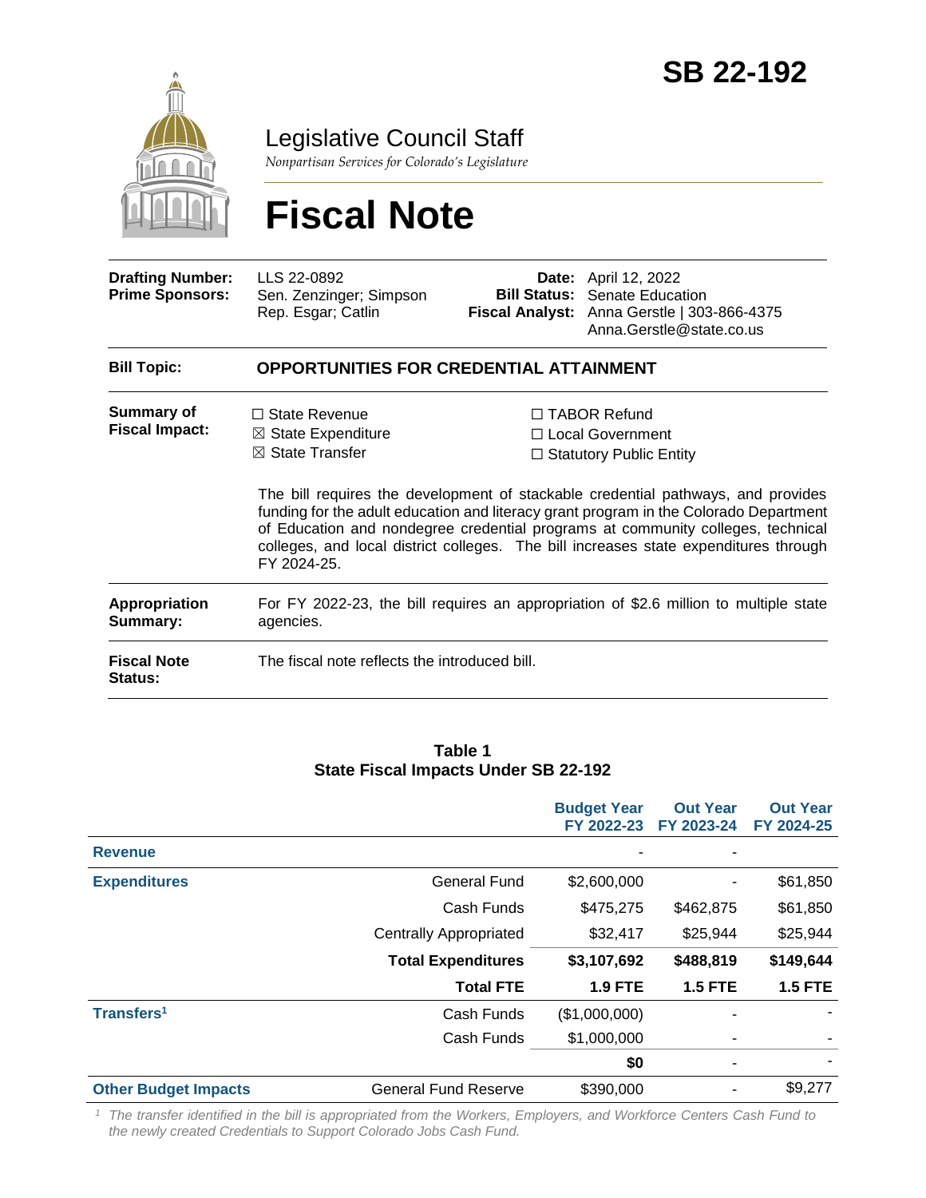# SB 22-192

## Legislative Council Staff

*Nonpartisan Services for Colorado's Legislature*

# Fiscal Note

| | | | |
|---|---|---|---|
| **Drafting Number:** | LLS 22-0892 | **Date:** | April 12, 2022 |
| **Prime Sponsors:** | Sen. Zenzinger; Simpson<br>Rep. Esgar; Catlin | **Bill Status:** | Senate Education |
| | | **Fiscal Analyst:** | Anna Gerstle \| 303-866-4375<br>Anna.Gerstle@state.co.us |

**Bill Topic:** **OPPORTUNITIES FOR CREDENTIAL ATTAINMENT**

**Summary of Fiscal Impact:**

☐ State Revenue
☒ State Expenditure
☒ State Transfer
☐ TABOR Refund
☐ Local Government
☐ Statutory Public Entity

The bill requires the development of stackable credential pathways, and provides funding for the adult education and literacy grant program in the Colorado Department of Education and nondegree credential programs at community colleges, technical colleges, and local district colleges. The bill increases state expenditures through FY 2024-25.

**Appropriation Summary:** For FY 2022-23, the bill requires an appropriation of $2.6 million to multiple state agencies.

**Fiscal Note Status:** The fiscal note reflects the introduced bill.

**Table 1**
**State Fiscal Impacts Under SB 22-192**

| | | Budget Year FY 2022-23 | Out Year FY 2023-24 | Out Year FY 2024-25 |
|---|---|---|---|---|
| **Revenue** | | - | - | |
| **Expenditures** | General Fund | $2,600,000 | - | $61,850 |
| | Cash Funds | $475,275 | $462,875 | $61,850 |
| | Centrally Appropriated | $32,417 | $25,944 | $25,944 |
| | **Total Expenditures** | **$3,107,692** | **$488,819** | **$149,644** |
| | **Total FTE** | **1.9 FTE** | **1.5 FTE** | **1.5 FTE** |
| **Transfers**[1] | Cash Funds | ($1,000,000) | - | - |
| | Cash Funds | $1,000,000 | - | - |
| | | **$0** | - | - |
| **Other Budget Impacts** | General Fund Reserve | $390,000 | - | $9,277 |

[1] *The transfer identified in the bill is appropriated from the Workers, Employers, and Workforce Centers Cash Fund to the newly created Credentials to Support Colorado Jobs Cash Fund.*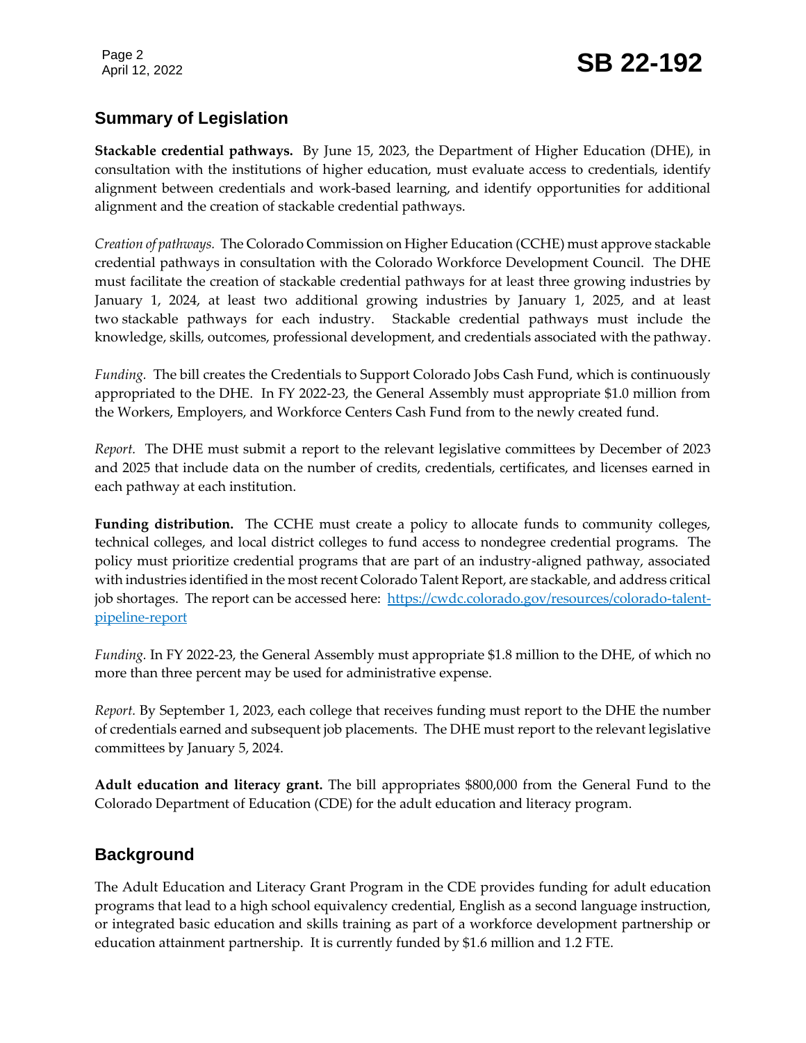## Summary of Legislation

**Stackable credential pathways.** By June 15, 2023, the Department of Higher Education (DHE), in consultation with the institutions of higher education, must evaluate access to credentials, identify alignment between credentials and work-based learning, and identify opportunities for additional alignment and the creation of stackable credential pathways.

*Creation of pathways.* The Colorado Commission on Higher Education (CCHE) must approve stackable credential pathways in consultation with the Colorado Workforce Development Council. The DHE must facilitate the creation of stackable credential pathways for at least three growing industries by January 1, 2024, at least two additional growing industries by January 1, 2025, and at least two stackable pathways for each industry. Stackable credential pathways must include the knowledge, skills, outcomes, professional development, and credentials associated with the pathway.

*Funding.* The bill creates the Credentials to Support Colorado Jobs Cash Fund, which is continuously appropriated to the DHE. In FY 2022-23, the General Assembly must appropriate $1.0 million from the Workers, Employers, and Workforce Centers Cash Fund from to the newly created fund.

*Report.* The DHE must submit a report to the relevant legislative committees by December of 2023 and 2025 that include data on the number of credits, credentials, certificates, and licenses earned in each pathway at each institution.

**Funding distribution.** The CCHE must create a policy to allocate funds to community colleges, technical colleges, and local district colleges to fund access to nondegree credential programs. The policy must prioritize credential programs that are part of an industry-aligned pathway, associated with industries identified in the most recent Colorado Talent Report, are stackable, and address critical job shortages. The report can be accessed here: [https://cwdc.colorado.gov/resources/colorado-talent-pipeline-report](https://cwdc.colorado.gov/resources/colorado-talent-pipeline-report)

*Funding.* In FY 2022-23, the General Assembly must appropriate $1.8 million to the DHE, of which no more than three percent may be used for administrative expense.

*Report.* By September 1, 2023, each college that receives funding must report to the DHE the number of credentials earned and subsequent job placements. The DHE must report to the relevant legislative committees by January 5, 2024.

**Adult education and literacy grant.** The bill appropriates $800,000 from the General Fund to the Colorado Department of Education (CDE) for the adult education and literacy program.

## Background

The Adult Education and Literacy Grant Program in the CDE provides funding for adult education programs that lead to a high school equivalency credential, English as a second language instruction, or integrated basic education and skills training as part of a workforce development partnership or education attainment partnership. It is currently funded by $1.6 million and 1.2 FTE.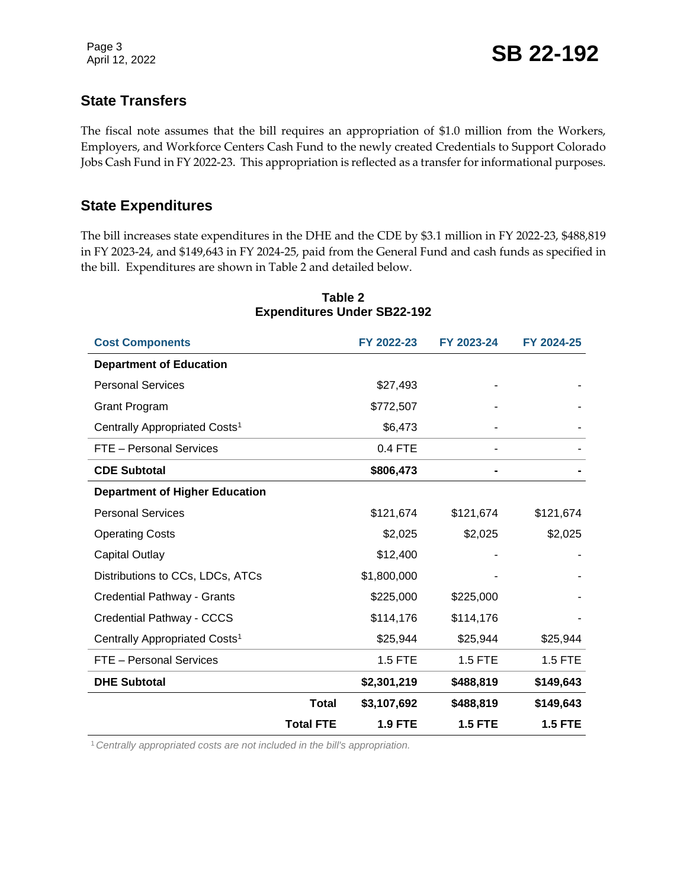## State Transfers

The fiscal note assumes that the bill requires an appropriation of $1.0 million from the Workers, Employers, and Workforce Centers Cash Fund to the newly created Credentials to Support Colorado Jobs Cash Fund in FY 2022-23. This appropriation is reflected as a transfer for informational purposes.

## State Expenditures

The bill increases state expenditures in the DHE and the CDE by $3.1 million in FY 2022-23, $488,819 in FY 2023-24, and $149,643 in FY 2024-25, paid from the General Fund and cash funds as specified in the bill. Expenditures are shown in Table 2 and detailed below.

**Table 2**
**Expenditures Under SB22-192**

| Cost Components | FY 2022-23 | FY 2023-24 | FY 2024-25 |
|---|---|---|---|
| **Department of Education** | | | |
| Personal Services | $27,493 | - | - |
| Grant Program | $772,507 | - | - |
| Centrally Appropriated Costs[1] | $6,473 | - | - |
| FTE – Personal Services | 0.4 FTE | - | - |
| **CDE Subtotal** | **$806,473** | **-** | **-** |
| **Department of Higher Education** | | | |
| Personal Services | $121,674 | $121,674 | $121,674 |
| Operating Costs | $2,025 | $2,025 | $2,025 |
| Capital Outlay | $12,400 | - | - |
| Distributions to CCs, LDCs, ATCs | $1,800,000 | - | - |
| Credential Pathway - Grants | $225,000 | $225,000 | - |
| Credential Pathway - CCCS | $114,176 | $114,176 | - |
| Centrally Appropriated Costs[1] | $25,944 | $25,944 | $25,944 |
| FTE – Personal Services | 1.5 FTE | 1.5 FTE | 1.5 FTE |
| **DHE Subtotal** | **$2,301,219** | **$488,819** | **$149,643** |
| **Total** | **$3,107,692** | **$488,819** | **$149,643** |
| **Total FTE** | **1.9 FTE** | **1.5 FTE** | **1.5 FTE** |

[1] *Centrally appropriated costs are not included in the bill's appropriation.*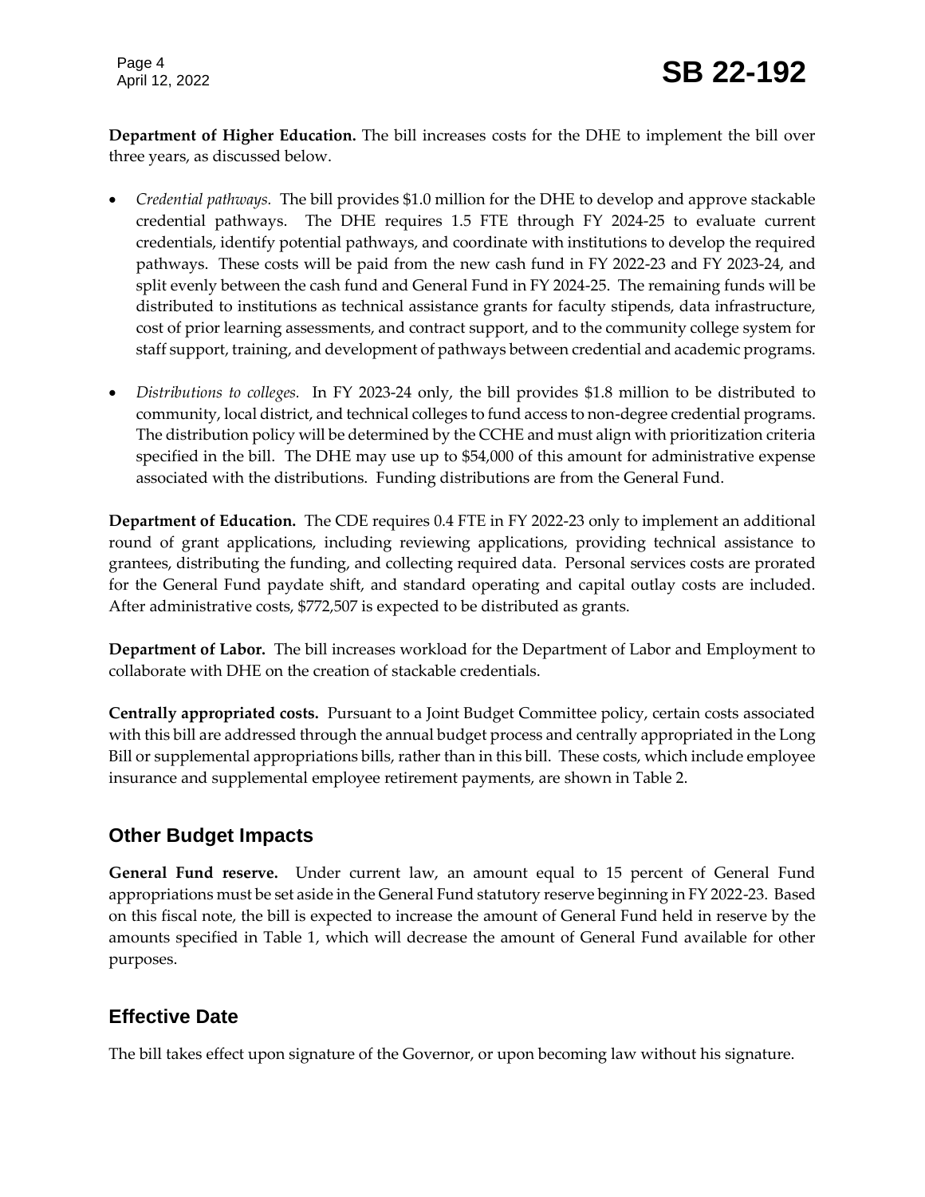**Department of Higher Education.** The bill increases costs for the DHE to implement the bill over three years, as discussed below.

- *Credential pathways.* The bill provides $1.0 million for the DHE to develop and approve stackable credential pathways. The DHE requires 1.5 FTE through FY 2024-25 to evaluate current credentials, identify potential pathways, and coordinate with institutions to develop the required pathways. These costs will be paid from the new cash fund in FY 2022-23 and FY 2023-24, and split evenly between the cash fund and General Fund in FY 2024-25. The remaining funds will be distributed to institutions as technical assistance grants for faculty stipends, data infrastructure, cost of prior learning assessments, and contract support, and to the community college system for staff support, training, and development of pathways between credential and academic programs.

- *Distributions to colleges.* In FY 2023-24 only, the bill provides $1.8 million to be distributed to community, local district, and technical colleges to fund access to non-degree credential programs. The distribution policy will be determined by the CCHE and must align with prioritization criteria specified in the bill. The DHE may use up to $54,000 of this amount for administrative expense associated with the distributions. Funding distributions are from the General Fund.

**Department of Education.** The CDE requires 0.4 FTE in FY 2022-23 only to implement an additional round of grant applications, including reviewing applications, providing technical assistance to grantees, distributing the funding, and collecting required data. Personal services costs are prorated for the General Fund paydate shift, and standard operating and capital outlay costs are included. After administrative costs, $772,507 is expected to be distributed as grants.

**Department of Labor.** The bill increases workload for the Department of Labor and Employment to collaborate with DHE on the creation of stackable credentials.

**Centrally appropriated costs.** Pursuant to a Joint Budget Committee policy, certain costs associated with this bill are addressed through the annual budget process and centrally appropriated in the Long Bill or supplemental appropriations bills, rather than in this bill. These costs, which include employee insurance and supplemental employee retirement payments, are shown in Table 2.

## Other Budget Impacts

**General Fund reserve.** Under current law, an amount equal to 15 percent of General Fund appropriations must be set aside in the General Fund statutory reserve beginning in FY 2022-23. Based on this fiscal note, the bill is expected to increase the amount of General Fund held in reserve by the amounts specified in Table 1, which will decrease the amount of General Fund available for other purposes.

## Effective Date

The bill takes effect upon signature of the Governor, or upon becoming law without his signature.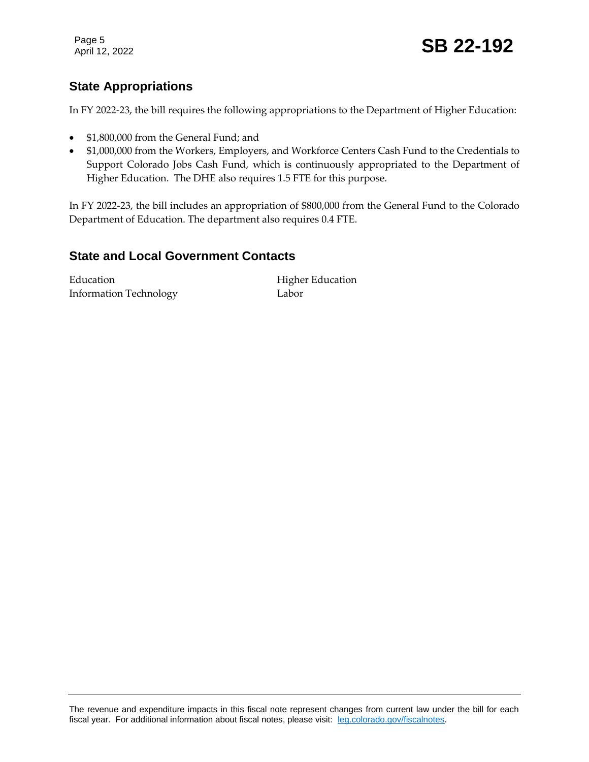## State Appropriations

In FY 2022-23, the bill requires the following appropriations to the Department of Higher Education:

- $1,800,000 from the General Fund; and
- $1,000,000 from the Workers, Employers, and Workforce Centers Cash Fund to the Credentials to Support Colorado Jobs Cash Fund, which is continuously appropriated to the Department of Higher Education. The DHE also requires 1.5 FTE for this purpose.

In FY 2022-23, the bill includes an appropriation of $800,000 from the General Fund to the Colorado Department of Education. The department also requires 0.4 FTE.

## State and Local Government Contacts

| | |
|---|---|
| Education | Higher Education |
| Information Technology | Labor |

The revenue and expenditure impacts in this fiscal note represent changes from current law under the bill for each fiscal year. For additional information about fiscal notes, please visit: leg.colorado.gov/fiscalnotes.